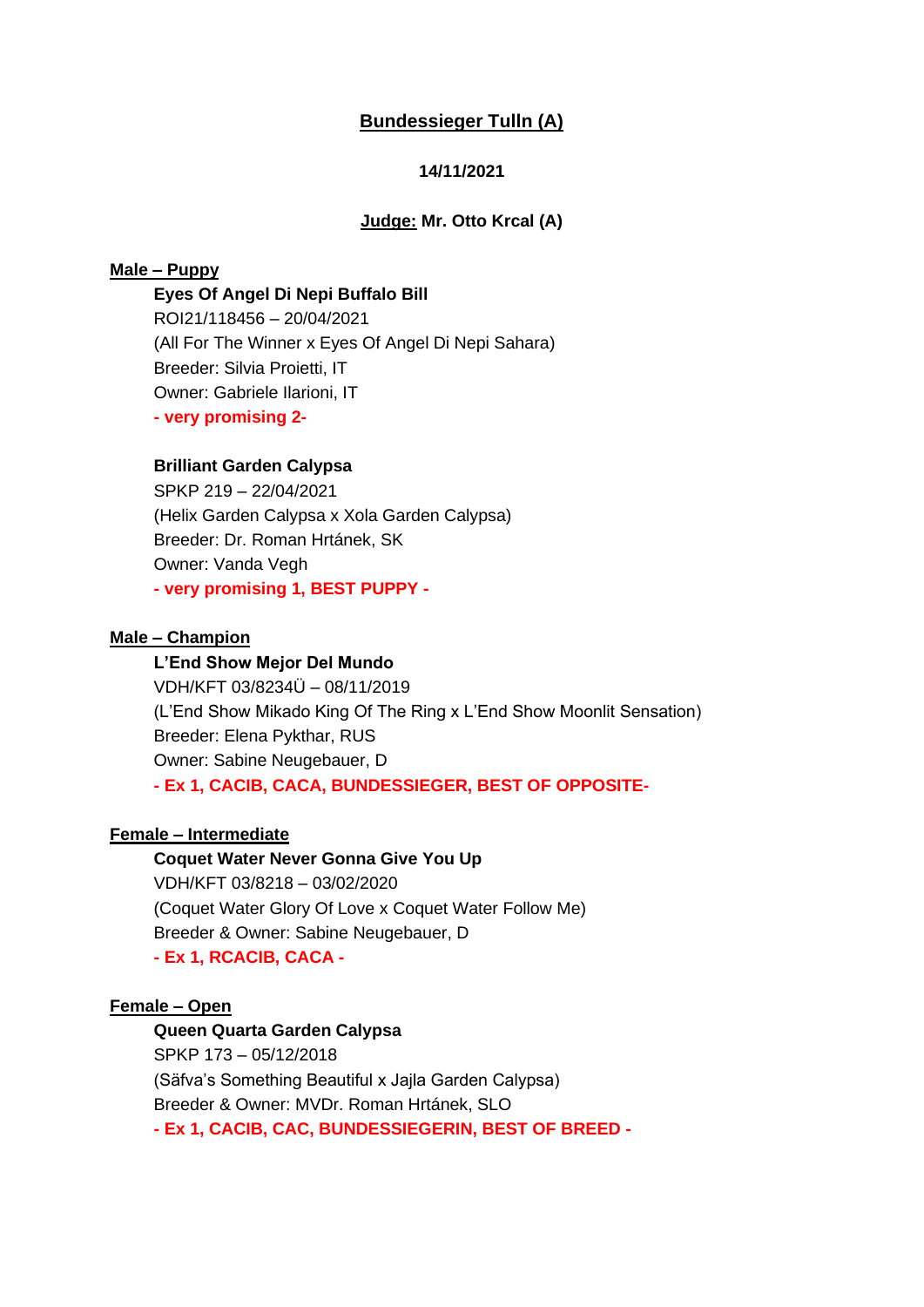# Bundessieger Tulln (A)

**14/11/2021**

**Judge: Mr. Otto Krcal (A)**

## Male – Puppy

**Eyes Of Angel Di Nepi Buffalo Bill**
ROI21/118456 – 20/04/2021
(All For The Winner x Eyes Of Angel Di Nepi Sahara)
Breeder: Silvia Proietti, IT
Owner: Gabriele Ilarioni, IT
**- very promising 2-**

**Brilliant Garden Calypsa**
SPKP 219 – 22/04/2021
(Helix Garden Calypsa x Xola Garden Calypsa)
Breeder: Dr. Roman Hrtánek, SK
Owner: Vanda Vegh
**- very promising 1, BEST PUPPY -**

## Male – Champion

**L'End Show Mejor Del Mundo**
VDH/KFT 03/8234Ü – 08/11/2019
(L'End Show Mikado King Of The Ring x L'End Show Moonlit Sensation)
Breeder: Elena Pykthar, RUS
Owner: Sabine Neugebauer, D
**- Ex 1, CACIB, CACA, BUNDESSIEGER, BEST OF OPPOSITE-**

## Female – Intermediate

**Coquet Water Never Gonna Give You Up**
VDH/KFT 03/8218 – 03/02/2020
(Coquet Water Glory Of Love x Coquet Water Follow Me)
Breeder & Owner: Sabine Neugebauer, D
**- Ex 1, RCACIB, CACA -**

## Female – Open

**Queen Quarta Garden Calypsa**
SPKP 173 – 05/12/2018
(Säfva's Something Beautiful x Jajla Garden Calypsa)
Breeder & Owner: MVDr. Roman Hrtánek, SLO
**- Ex 1, CACIB, CAC, BUNDESSIEGERIN, BEST OF BREED -**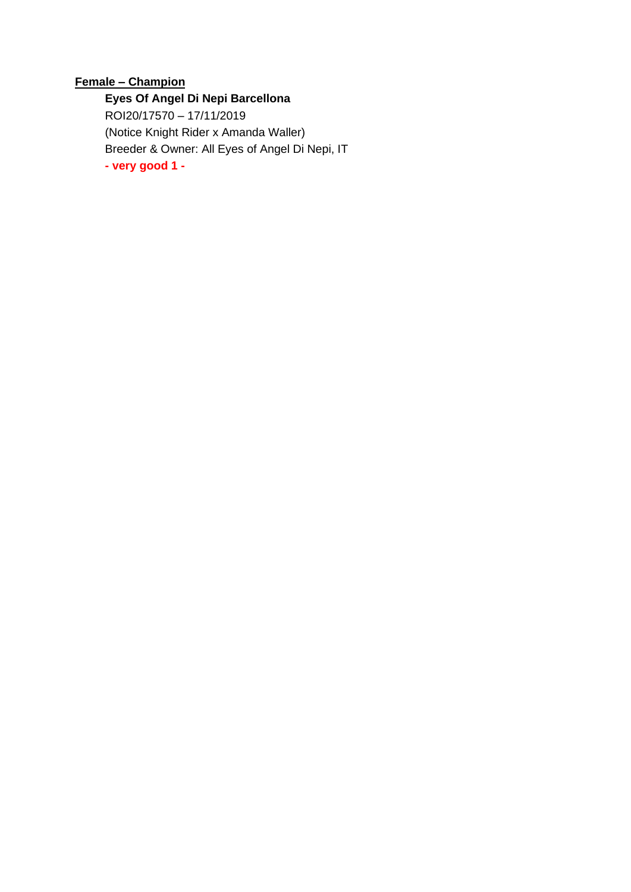**Female – Champion**

**Eyes Of Angel Di Nepi Barcellona**
ROI20/17570 – 17/11/2019
(Notice Knight Rider x Amanda Waller)
Breeder & Owner: All Eyes of Angel Di Nepi, IT
**- very good 1 -**